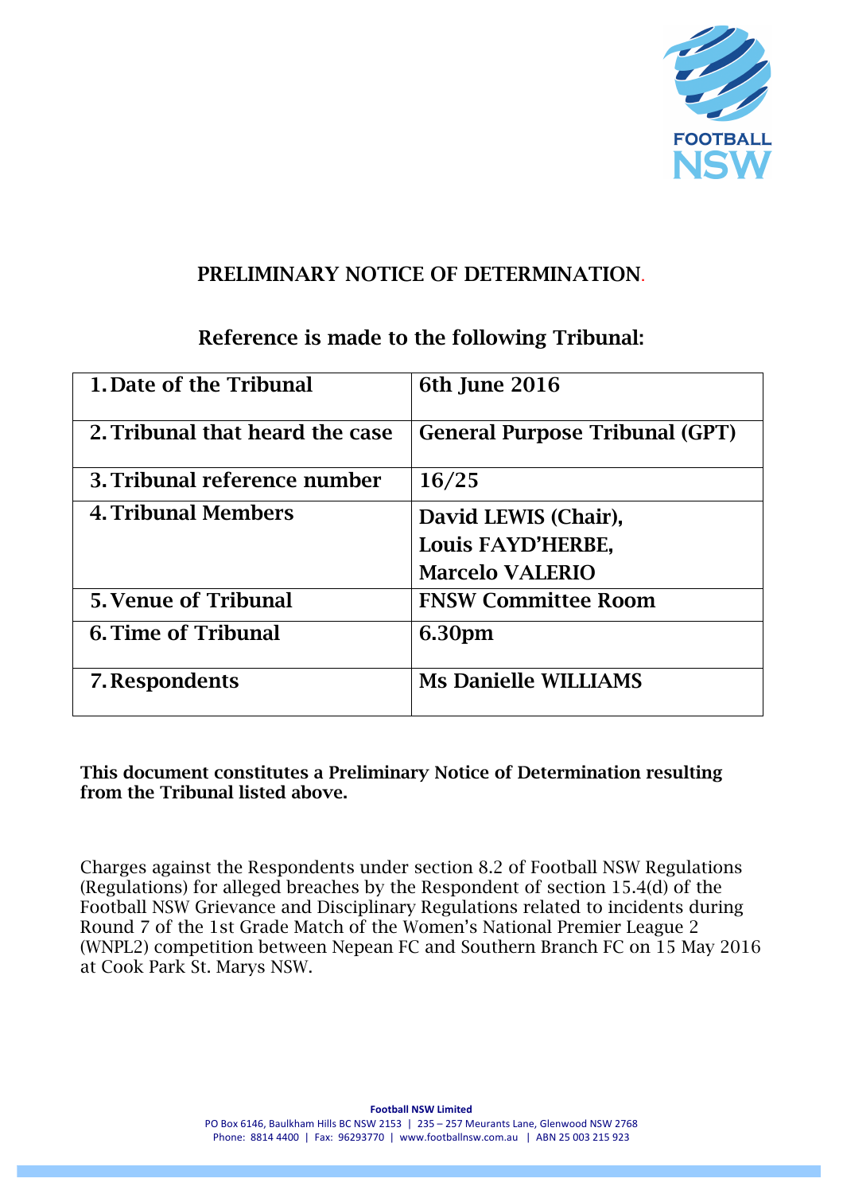# PRELIMINARY NOTICE OF DETERMINATION.

## Reference is made to the following Tribunal:

| | |
|---|---|
| 1. Date of the Tribunal | 6th June 2016 |
| 2. Tribunal that heard the case | General Purpose Tribunal (GPT) |
| 3. Tribunal reference number | 16/25 |
| 4. Tribunal Members | David LEWIS (Chair), Louis FAYD'HERBE, Marcelo VALERIO |
| 5. Venue of Tribunal | FNSW Committee Room |
| 6. Time of Tribunal | 6.30pm |
| 7. Respondents | Ms Danielle WILLIAMS |

**This document constitutes a Preliminary Notice of Determination resulting from the Tribunal listed above.**

Charges against the Respondents under section 8.2 of Football NSW Regulations (Regulations) for alleged breaches by the Respondent of section 15.4(d) of the Football NSW Grievance and Disciplinary Regulations related to incidents during Round 7 of the 1st Grade Match of the Women's National Premier League 2 (WNPL2) competition between Nepean FC and Southern Branch FC on 15 May 2016 at Cook Park St. Marys NSW.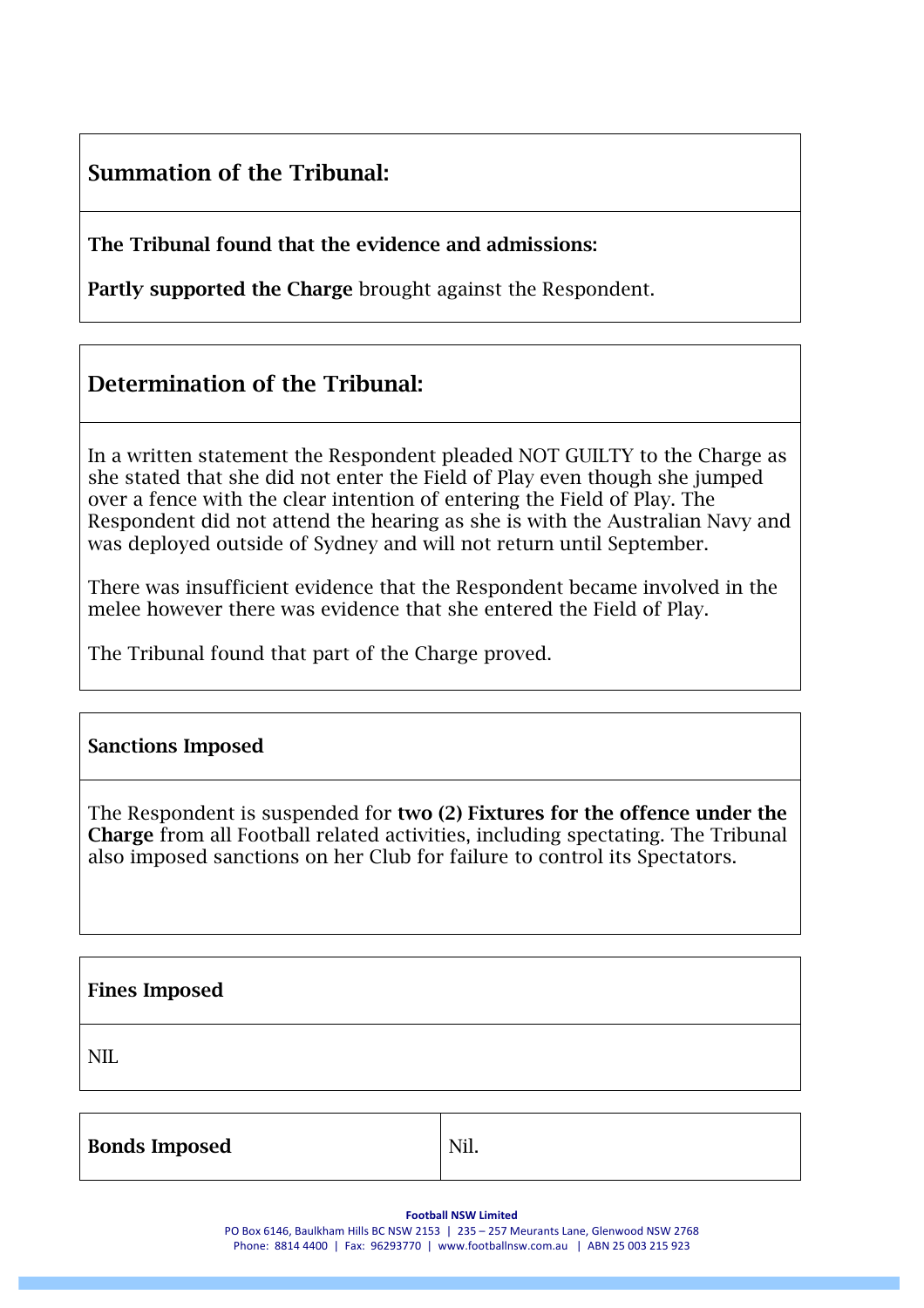## Summation of the Tribunal:

**The Tribunal found that the evidence and admissions:**

**Partly supported the Charge** brought against the Respondent.

## Determination of the Tribunal:

In a written statement the Respondent pleaded NOT GUILTY to the Charge as she stated that she did not enter the Field of Play even though she jumped over a fence with the clear intention of entering the Field of Play. The Respondent did not attend the hearing as she is with the Australian Navy and was deployed outside of Sydney and will not return until September.

There was insufficient evidence that the Respondent became involved in the melee however there was evidence that she entered the Field of Play.

The Tribunal found that part of the Charge proved.

### Sanctions Imposed

The Respondent is suspended for **two (2) Fixtures for the offence under the Charge** from all Football related activities, including spectating. The Tribunal also imposed sanctions on her Club for failure to control its Spectators.

### Fines Imposed

NIL

| **Bonds Imposed** | Nil. |
|---|---|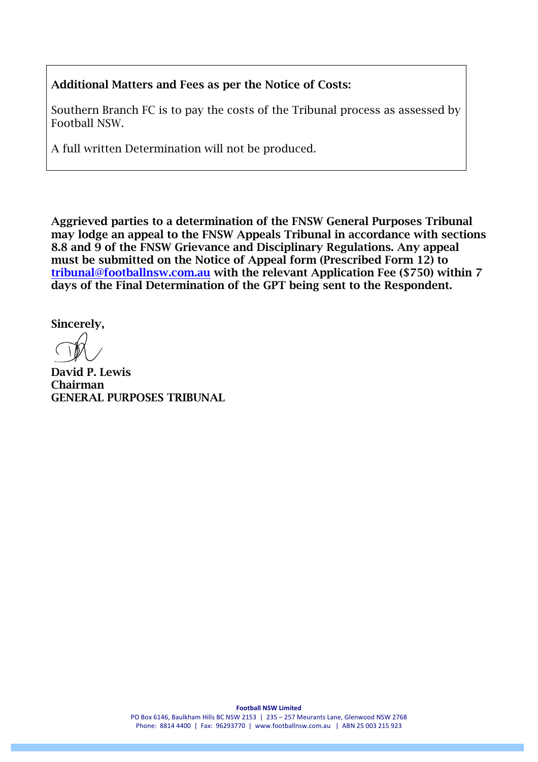**Additional Matters and Fees as per the Notice of Costs:**

Southern Branch FC is to pay the costs of the Tribunal process as assessed by Football NSW.

A full written Determination will not be produced.

**Aggrieved parties to a determination of the FNSW General Purposes Tribunal may lodge an appeal to the FNSW Appeals Tribunal in accordance with sections 8.8 and 9 of the FNSW Grievance and Disciplinary Regulations. Any appeal must be submitted on the Notice of Appeal form (Prescribed Form 12) to tribunal@footballnsw.com.au with the relevant Application Fee ($750) within 7 days of the Final Determination of the GPT being sent to the Respondent.**

**Sincerely,**

**David P. Lewis**
**Chairman**
**GENERAL PURPOSES TRIBUNAL**

**Football NSW Limited**
PO Box 6146, Baulkham Hills BC NSW 2153 | 235 – 257 Meurants Lane, Glenwood NSW 2768
Phone: 8814 4400 | Fax: 96293770 | www.footballnsw.com.au | ABN 25 003 215 923